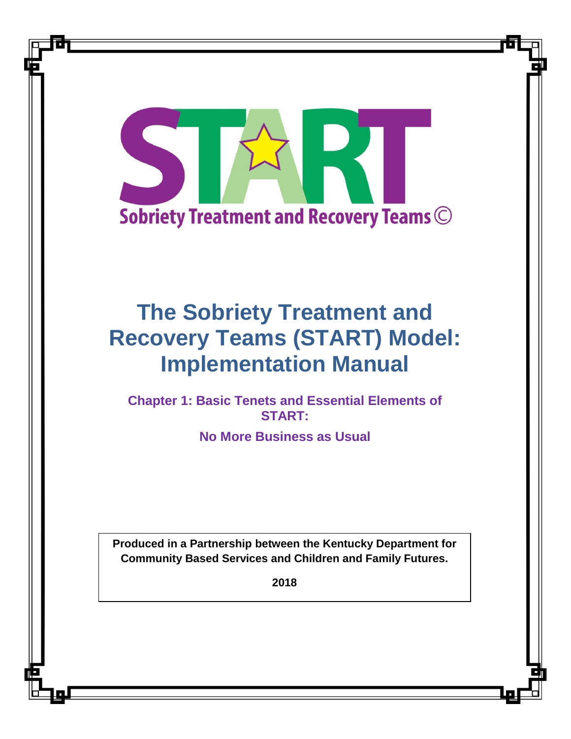START

Sobriety Treatment and Recovery Teams ©

# The Sobriety Treatment and Recovery Teams (START) Model: Implementation Manual

## Chapter 1: Basic Tenets and Essential Elements of START:

## No More Business as Usual

**Produced in a Partnership between the Kentucky Department for Community Based Services and Children and Family Futures.**

**2018**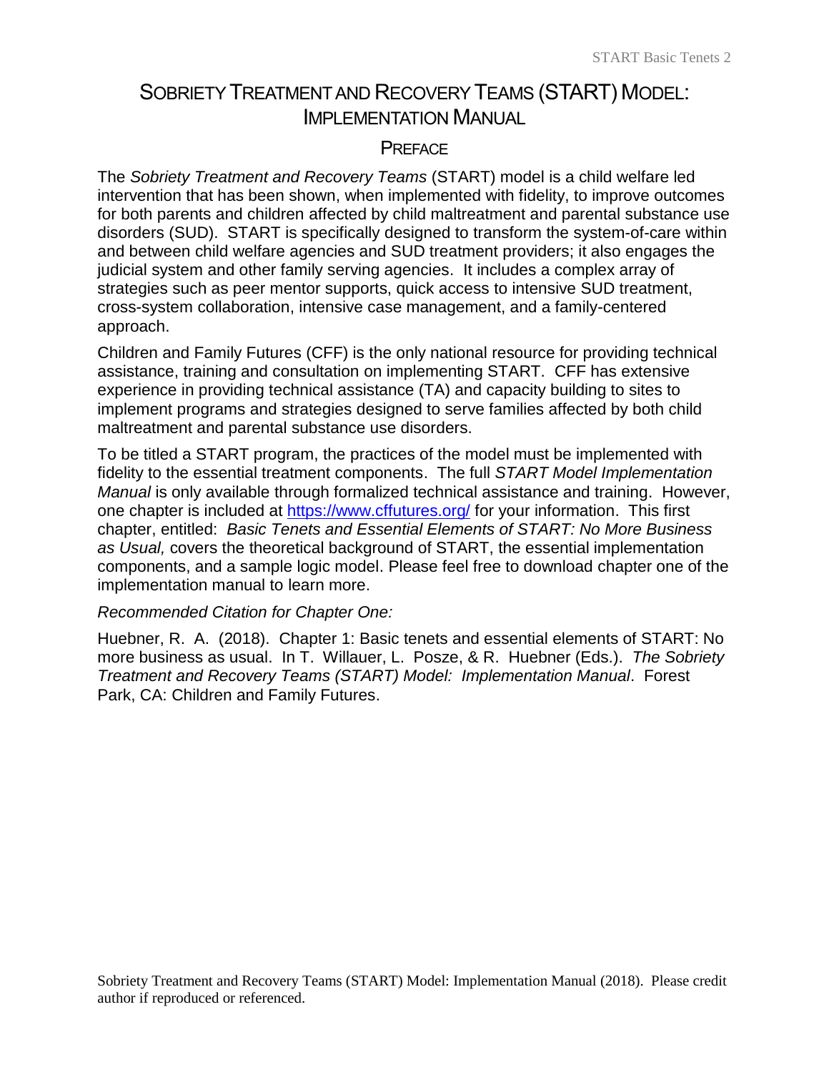# SOBRIETY TREATMENT AND RECOVERY TEAMS (START) MODEL: IMPLEMENTATION MANUAL

## PREFACE

The *Sobriety Treatment and Recovery Teams* (START) model is a child welfare led intervention that has been shown, when implemented with fidelity, to improve outcomes for both parents and children affected by child maltreatment and parental substance use disorders (SUD). START is specifically designed to transform the system-of-care within and between child welfare agencies and SUD treatment providers; it also engages the judicial system and other family serving agencies. It includes a complex array of strategies such as peer mentor supports, quick access to intensive SUD treatment, cross-system collaboration, intensive case management, and a family-centered approach.

Children and Family Futures (CFF) is the only national resource for providing technical assistance, training and consultation on implementing START. CFF has extensive experience in providing technical assistance (TA) and capacity building to sites to implement programs and strategies designed to serve families affected by both child maltreatment and parental substance use disorders.

To be titled a START program, the practices of the model must be implemented with fidelity to the essential treatment components. The full *START Model Implementation Manual* is only available through formalized technical assistance and training. However, one chapter is included at [https://www.cffutures.org/](https://www.cffutures.org/) for your information. This first chapter, entitled: *Basic Tenets and Essential Elements of START: No More Business as Usual,* covers the theoretical background of START, the essential implementation components, and a sample logic model. Please feel free to download chapter one of the implementation manual to learn more.

*Recommended Citation for Chapter One:*

Huebner, R. A. (2018). Chapter 1: Basic tenets and essential elements of START: No more business as usual. In T. Willauer, L. Posze, & R. Huebner (Eds.). *The Sobriety Treatment and Recovery Teams (START) Model: Implementation Manual*. Forest Park, CA: Children and Family Futures.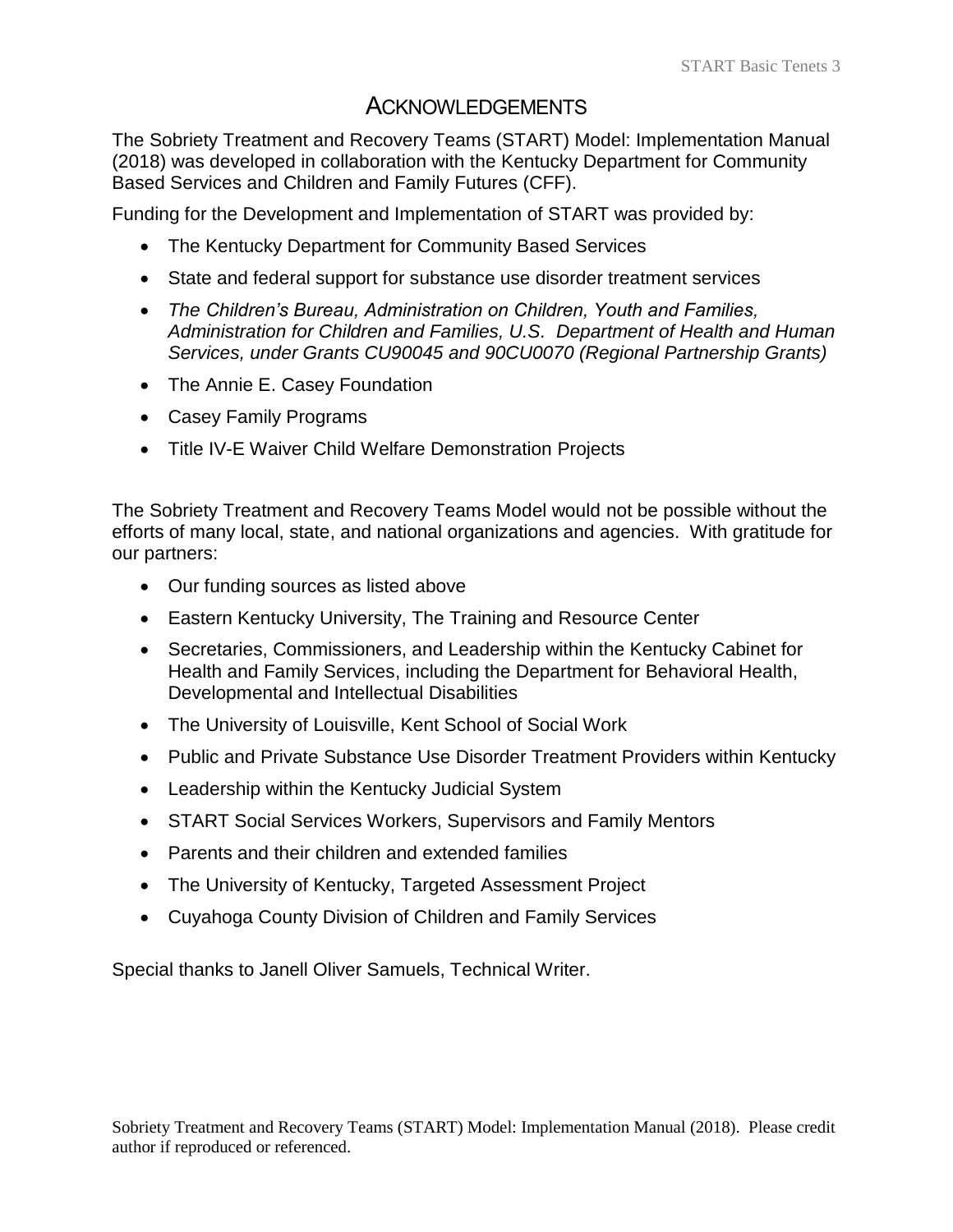# Acknowledgements

The Sobriety Treatment and Recovery Teams (START) Model: Implementation Manual (2018) was developed in collaboration with the Kentucky Department for Community Based Services and Children and Family Futures (CFF).

Funding for the Development and Implementation of START was provided by:

- The Kentucky Department for Community Based Services
- State and federal support for substance use disorder treatment services
- *The Children's Bureau, Administration on Children, Youth and Families, Administration for Children and Families, U.S. Department of Health and Human Services, under Grants CU90045 and 90CU0070 (Regional Partnership Grants)*
- The Annie E. Casey Foundation
- Casey Family Programs
- Title IV-E Waiver Child Welfare Demonstration Projects

The Sobriety Treatment and Recovery Teams Model would not be possible without the efforts of many local, state, and national organizations and agencies. With gratitude for our partners:

- Our funding sources as listed above
- Eastern Kentucky University, The Training and Resource Center
- Secretaries, Commissioners, and Leadership within the Kentucky Cabinet for Health and Family Services, including the Department for Behavioral Health, Developmental and Intellectual Disabilities
- The University of Louisville, Kent School of Social Work
- Public and Private Substance Use Disorder Treatment Providers within Kentucky
- Leadership within the Kentucky Judicial System
- START Social Services Workers, Supervisors and Family Mentors
- Parents and their children and extended families
- The University of Kentucky, Targeted Assessment Project
- Cuyahoga County Division of Children and Family Services

Special thanks to Janell Oliver Samuels, Technical Writer.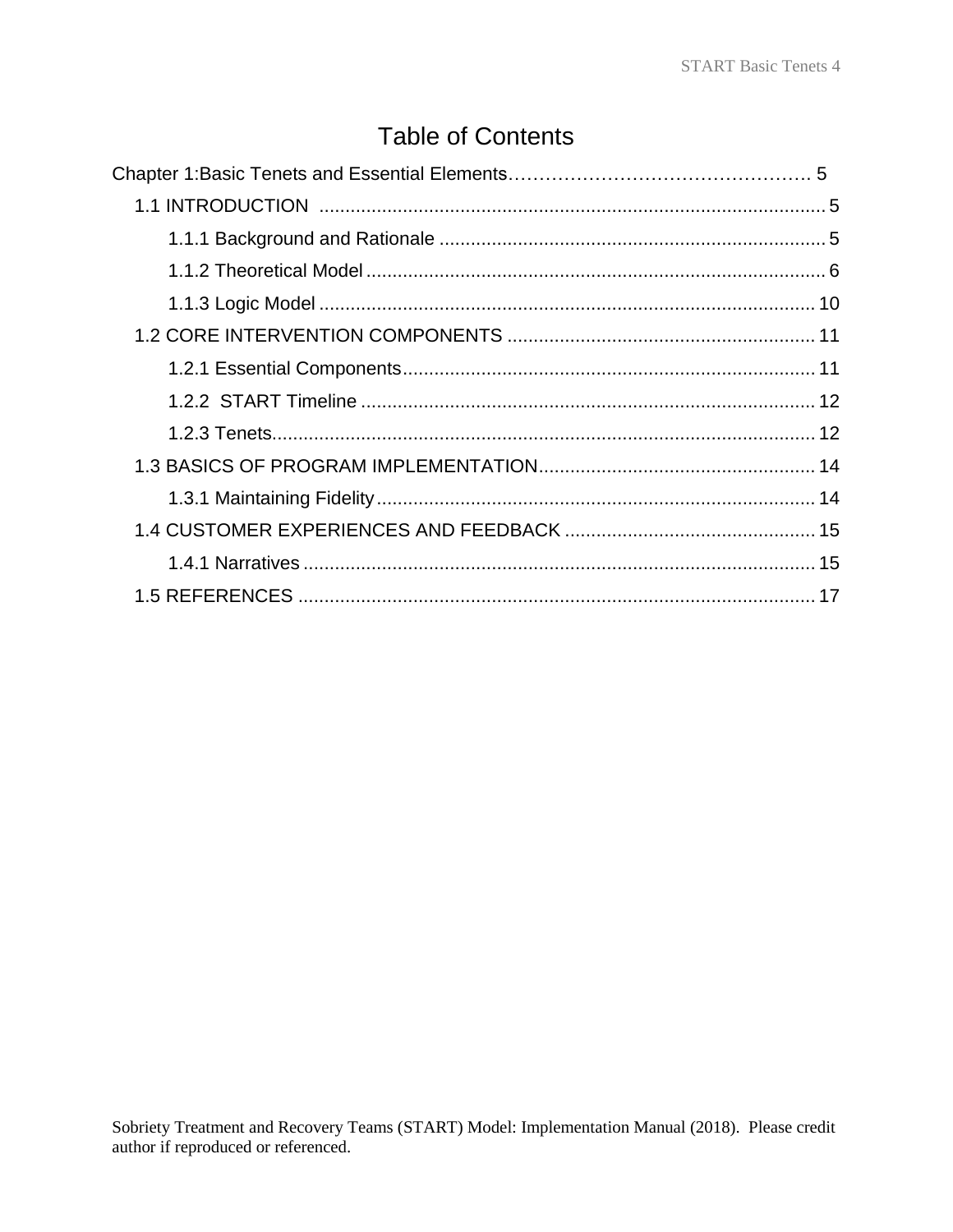# Table of Contents

Chapter 1:Basic Tenets and Essential Elements………………………………………… 5

- 1.1 INTRODUCTION ........................................................................................ 5
  - 1.1.1 Background and Rationale ......................................................................... 5
  - 1.1.2 Theoretical Model ....................................................................................... 6
  - 1.1.3 Logic Model .............................................................................................. 10
- 1.2 CORE INTERVENTION COMPONENTS .......................................................... 11
  - 1.2.1 Essential Components.............................................................................. 11
  - 1.2.2 START Timeline ....................................................................................... 12
  - 1.2.3 Tenets....................................................................................................... 12
- 1.3 BASICS OF PROGRAM IMPLEMENTATION.................................................... 14
  - 1.3.1 Maintaining Fidelity................................................................................... 14
- 1.4 CUSTOMER EXPERIENCES AND FEEDBACK ............................................... 15
  - 1.4.1 Narratives ................................................................................................. 15
- 1.5 REFERENCES ................................................................................................. 17

Sobriety Treatment and Recovery Teams (START) Model: Implementation Manual (2018). Please credit author if reproduced or referenced.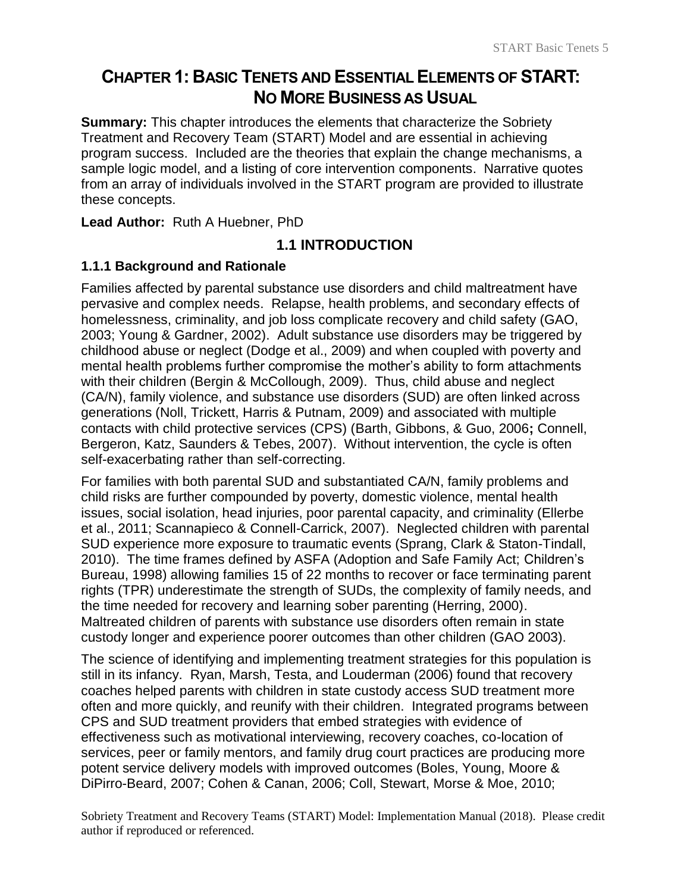# CHAPTER 1: BASIC TENETS AND ESSENTIAL ELEMENTS OF START: NO MORE BUSINESS AS USUAL

**Summary:** This chapter introduces the elements that characterize the Sobriety Treatment and Recovery Team (START) Model and are essential in achieving program success. Included are the theories that explain the change mechanisms, a sample logic model, and a listing of core intervention components. Narrative quotes from an array of individuals involved in the START program are provided to illustrate these concepts.

**Lead Author:** Ruth A Huebner, PhD

## 1.1 INTRODUCTION

### 1.1.1 Background and Rationale

Families affected by parental substance use disorders and child maltreatment have pervasive and complex needs. Relapse, health problems, and secondary effects of homelessness, criminality, and job loss complicate recovery and child safety (GAO, 2003; Young & Gardner, 2002). Adult substance use disorders may be triggered by childhood abuse or neglect (Dodge et al., 2009) and when coupled with poverty and mental health problems further compromise the mother's ability to form attachments with their children (Bergin & McCollough, 2009). Thus, child abuse and neglect (CA/N), family violence, and substance use disorders (SUD) are often linked across generations (Noll, Trickett, Harris & Putnam, 2009) and associated with multiple contacts with child protective services (CPS) (Barth, Gibbons, & Guo, 2006**;** Connell, Bergeron, Katz, Saunders & Tebes, 2007). Without intervention, the cycle is often self-exacerbating rather than self-correcting.

For families with both parental SUD and substantiated CA/N, family problems and child risks are further compounded by poverty, domestic violence, mental health issues, social isolation, head injuries, poor parental capacity, and criminality (Ellerbe et al., 2011; Scannapieco & Connell-Carrick, 2007). Neglected children with parental SUD experience more exposure to traumatic events (Sprang, Clark & Staton-Tindall, 2010). The time frames defined by ASFA (Adoption and Safe Family Act; Children's Bureau, 1998) allowing families 15 of 22 months to recover or face terminating parent rights (TPR) underestimate the strength of SUDs, the complexity of family needs, and the time needed for recovery and learning sober parenting (Herring, 2000). Maltreated children of parents with substance use disorders often remain in state custody longer and experience poorer outcomes than other children (GAO 2003).

The science of identifying and implementing treatment strategies for this population is still in its infancy. Ryan, Marsh, Testa, and Louderman (2006) found that recovery coaches helped parents with children in state custody access SUD treatment more often and more quickly, and reunify with their children. Integrated programs between CPS and SUD treatment providers that embed strategies with evidence of effectiveness such as motivational interviewing, recovery coaches, co-location of services, peer or family mentors, and family drug court practices are producing more potent service delivery models with improved outcomes (Boles, Young, Moore & DiPirro-Beard, 2007; Cohen & Canan, 2006; Coll, Stewart, Morse & Moe, 2010;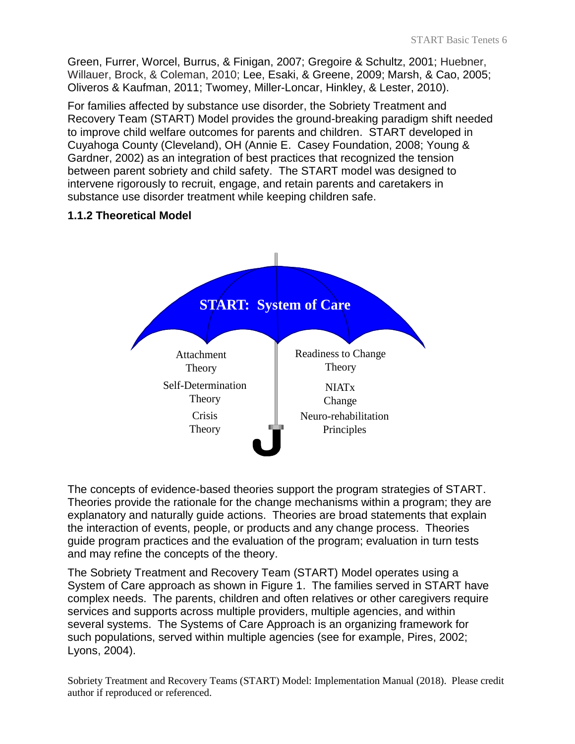Green, Furrer, Worcel, Burrus, & Finigan, 2007; Gregoire & Schultz, 2001; Huebner, Willauer, Brock, & Coleman, 2010; Lee, Esaki, & Greene, 2009; Marsh, & Cao, 2005; Oliveros & Kaufman, 2011; Twomey, Miller-Loncar, Hinkley, & Lester, 2010).

For families affected by substance use disorder, the Sobriety Treatment and Recovery Team (START) Model provides the ground-breaking paradigm shift needed to improve child welfare outcomes for parents and children. START developed in Cuyahoga County (Cleveland), OH (Annie E. Casey Foundation, 2008; Young & Gardner, 2002) as an integration of best practices that recognized the tension between parent sobriety and child safety. The START model was designed to intervene rigorously to recruit, engage, and retain parents and caretakers in substance use disorder treatment while keeping children safe.

### 1.1.2 Theoretical Model

**START: System of Care**

Attachment Theory

Self-Determination Theory

Crisis Theory

Readiness to Change Theory

NIATx Change

Neuro-rehabilitation Principles

The concepts of evidence-based theories support the program strategies of START. Theories provide the rationale for the change mechanisms within a program; they are explanatory and naturally guide actions. Theories are broad statements that explain the interaction of events, people, or products and any change process. Theories guide program practices and the evaluation of the program; evaluation in turn tests and may refine the concepts of the theory.

The Sobriety Treatment and Recovery Team (START) Model operates using a System of Care approach as shown in Figure 1. The families served in START have complex needs. The parents, children and often relatives or other caregivers require services and supports across multiple providers, multiple agencies, and within several systems. The Systems of Care Approach is an organizing framework for such populations, served within multiple agencies (see for example, Pires, 2002; Lyons, 2004).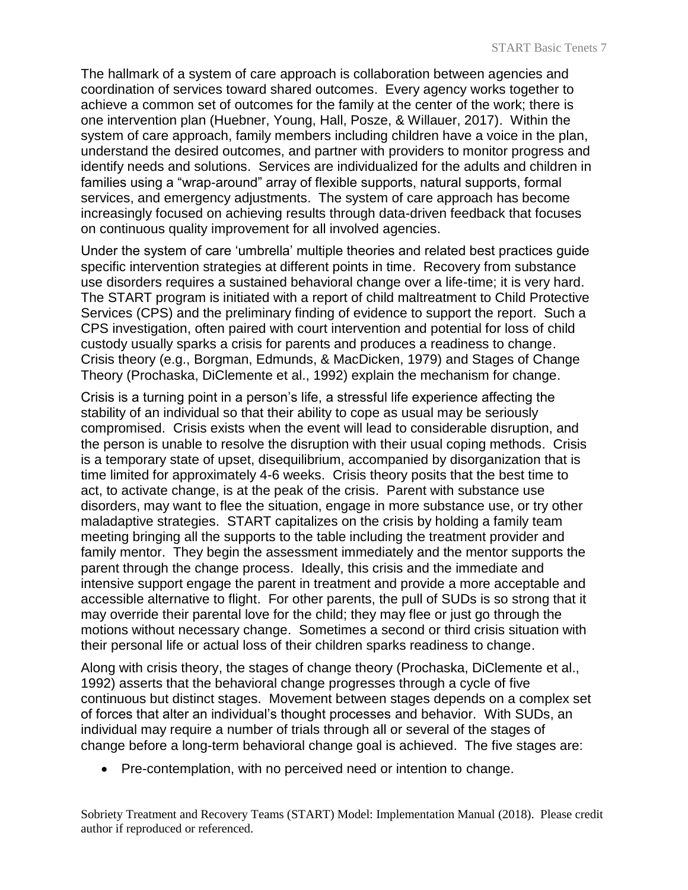The hallmark of a system of care approach is collaboration between agencies and coordination of services toward shared outcomes. Every agency works together to achieve a common set of outcomes for the family at the center of the work; there is one intervention plan (Huebner, Young, Hall, Posze, & Willauer, 2017). Within the system of care approach, family members including children have a voice in the plan, understand the desired outcomes, and partner with providers to monitor progress and identify needs and solutions. Services are individualized for the adults and children in families using a "wrap-around" array of flexible supports, natural supports, formal services, and emergency adjustments. The system of care approach has become increasingly focused on achieving results through data-driven feedback that focuses on continuous quality improvement for all involved agencies.

Under the system of care 'umbrella' multiple theories and related best practices guide specific intervention strategies at different points in time. Recovery from substance use disorders requires a sustained behavioral change over a life-time; it is very hard. The START program is initiated with a report of child maltreatment to Child Protective Services (CPS) and the preliminary finding of evidence to support the report. Such a CPS investigation, often paired with court intervention and potential for loss of child custody usually sparks a crisis for parents and produces a readiness to change. Crisis theory (e.g., Borgman, Edmunds, & MacDicken, 1979) and Stages of Change Theory (Prochaska, DiClemente et al., 1992) explain the mechanism for change.

Crisis is a turning point in a person's life, a stressful life experience affecting the stability of an individual so that their ability to cope as usual may be seriously compromised. Crisis exists when the event will lead to considerable disruption, and the person is unable to resolve the disruption with their usual coping methods. Crisis is a temporary state of upset, disequilibrium, accompanied by disorganization that is time limited for approximately 4-6 weeks. Crisis theory posits that the best time to act, to activate change, is at the peak of the crisis. Parent with substance use disorders, may want to flee the situation, engage in more substance use, or try other maladaptive strategies. START capitalizes on the crisis by holding a family team meeting bringing all the supports to the table including the treatment provider and family mentor. They begin the assessment immediately and the mentor supports the parent through the change process. Ideally, this crisis and the immediate and intensive support engage the parent in treatment and provide a more acceptable and accessible alternative to flight. For other parents, the pull of SUDs is so strong that it may override their parental love for the child; they may flee or just go through the motions without necessary change. Sometimes a second or third crisis situation with their personal life or actual loss of their children sparks readiness to change.

Along with crisis theory, the stages of change theory (Prochaska, DiClemente et al., 1992) asserts that the behavioral change progresses through a cycle of five continuous but distinct stages. Movement between stages depends on a complex set of forces that alter an individual's thought processes and behavior. With SUDs, an individual may require a number of trials through all or several of the stages of change before a long-term behavioral change goal is achieved. The five stages are:

- Pre-contemplation, with no perceived need or intention to change.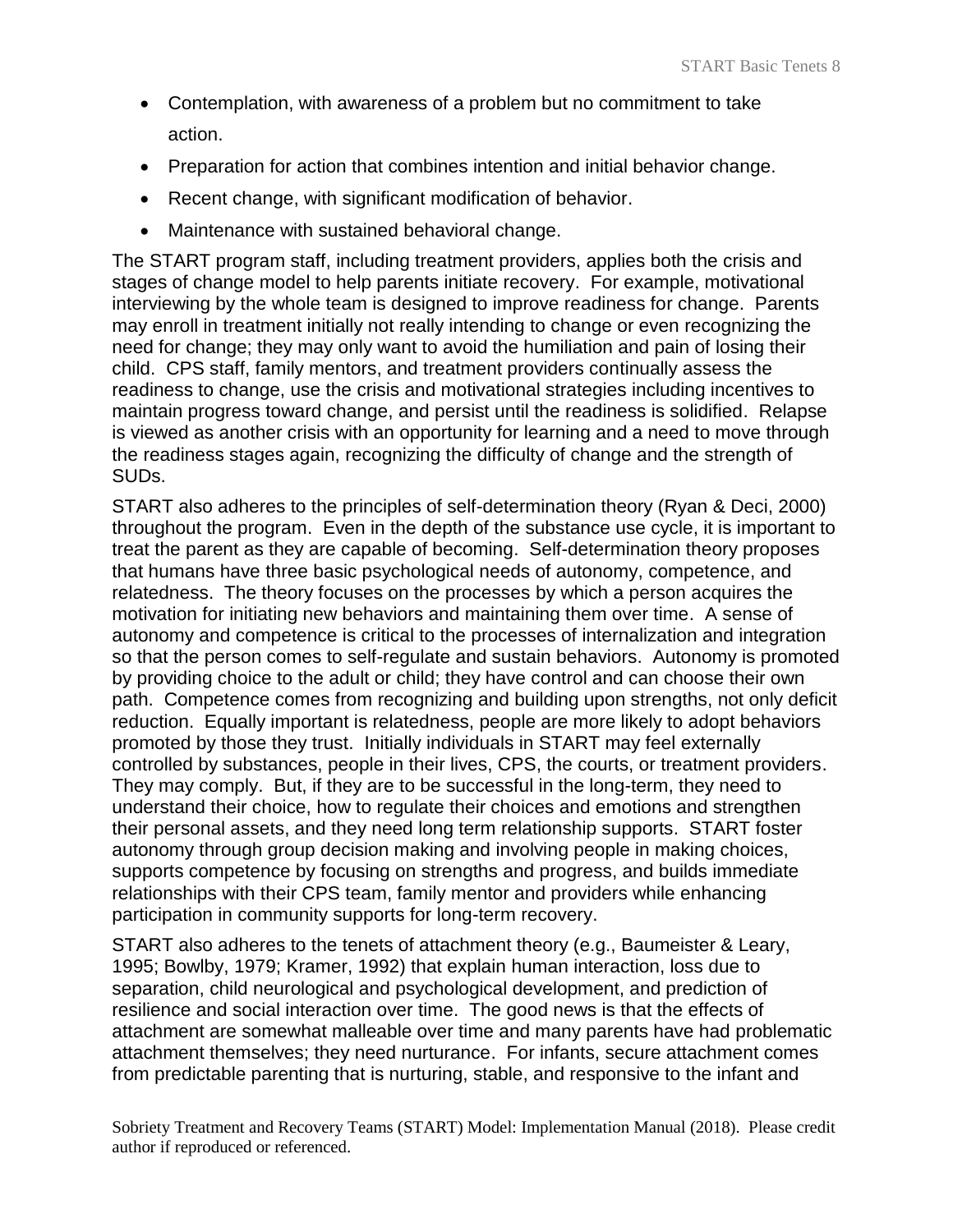- Contemplation, with awareness of a problem but no commitment to take action.
- Preparation for action that combines intention and initial behavior change.
- Recent change, with significant modification of behavior.
- Maintenance with sustained behavioral change.

The START program staff, including treatment providers, applies both the crisis and stages of change model to help parents initiate recovery. For example, motivational interviewing by the whole team is designed to improve readiness for change. Parents may enroll in treatment initially not really intending to change or even recognizing the need for change; they may only want to avoid the humiliation and pain of losing their child. CPS staff, family mentors, and treatment providers continually assess the readiness to change, use the crisis and motivational strategies including incentives to maintain progress toward change, and persist until the readiness is solidified. Relapse is viewed as another crisis with an opportunity for learning and a need to move through the readiness stages again, recognizing the difficulty of change and the strength of SUDs.

START also adheres to the principles of self-determination theory (Ryan & Deci, 2000) throughout the program. Even in the depth of the substance use cycle, it is important to treat the parent as they are capable of becoming. Self-determination theory proposes that humans have three basic psychological needs of autonomy, competence, and relatedness. The theory focuses on the processes by which a person acquires the motivation for initiating new behaviors and maintaining them over time. A sense of autonomy and competence is critical to the processes of internalization and integration so that the person comes to self-regulate and sustain behaviors. Autonomy is promoted by providing choice to the adult or child; they have control and can choose their own path. Competence comes from recognizing and building upon strengths, not only deficit reduction. Equally important is relatedness, people are more likely to adopt behaviors promoted by those they trust. Initially individuals in START may feel externally controlled by substances, people in their lives, CPS, the courts, or treatment providers. They may comply. But, if they are to be successful in the long-term, they need to understand their choice, how to regulate their choices and emotions and strengthen their personal assets, and they need long term relationship supports. START foster autonomy through group decision making and involving people in making choices, supports competence by focusing on strengths and progress, and builds immediate relationships with their CPS team, family mentor and providers while enhancing participation in community supports for long-term recovery.

START also adheres to the tenets of attachment theory (e.g., Baumeister & Leary, 1995; Bowlby, 1979; Kramer, 1992) that explain human interaction, loss due to separation, child neurological and psychological development, and prediction of resilience and social interaction over time. The good news is that the effects of attachment are somewhat malleable over time and many parents have had problematic attachment themselves; they need nurturance. For infants, secure attachment comes from predictable parenting that is nurturing, stable, and responsive to the infant and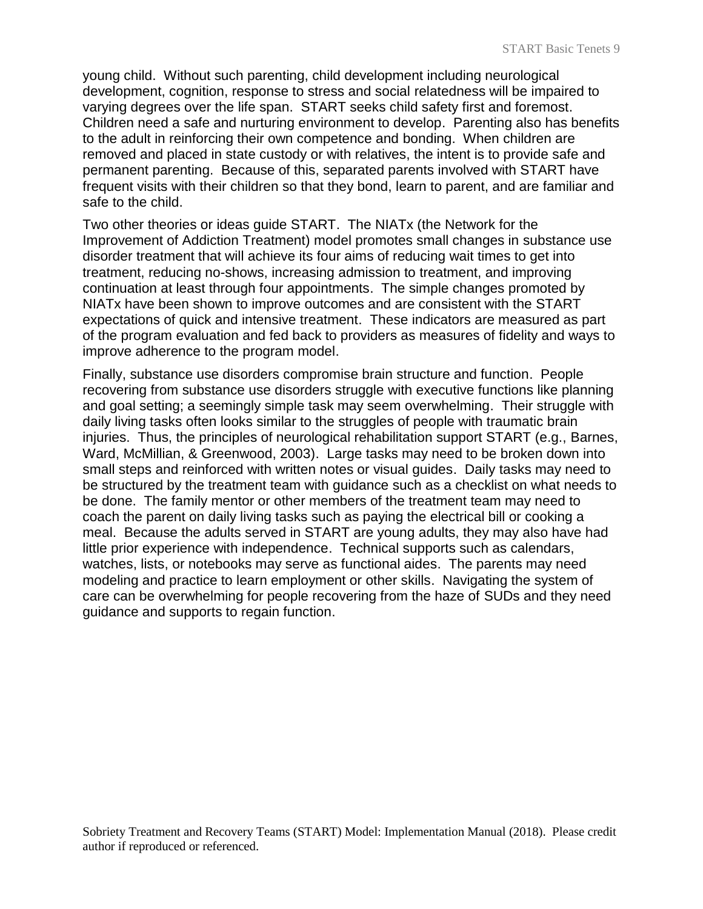young child. Without such parenting, child development including neurological development, cognition, response to stress and social relatedness will be impaired to varying degrees over the life span. START seeks child safety first and foremost. Children need a safe and nurturing environment to develop. Parenting also has benefits to the adult in reinforcing their own competence and bonding. When children are removed and placed in state custody or with relatives, the intent is to provide safe and permanent parenting. Because of this, separated parents involved with START have frequent visits with their children so that they bond, learn to parent, and are familiar and safe to the child.

Two other theories or ideas guide START. The NIATx (the Network for the Improvement of Addiction Treatment) model promotes small changes in substance use disorder treatment that will achieve its four aims of reducing wait times to get into treatment, reducing no-shows, increasing admission to treatment, and improving continuation at least through four appointments. The simple changes promoted by NIATx have been shown to improve outcomes and are consistent with the START expectations of quick and intensive treatment. These indicators are measured as part of the program evaluation and fed back to providers as measures of fidelity and ways to improve adherence to the program model.

Finally, substance use disorders compromise brain structure and function. People recovering from substance use disorders struggle with executive functions like planning and goal setting; a seemingly simple task may seem overwhelming. Their struggle with daily living tasks often looks similar to the struggles of people with traumatic brain injuries. Thus, the principles of neurological rehabilitation support START (e.g., Barnes, Ward, McMillian, & Greenwood, 2003). Large tasks may need to be broken down into small steps and reinforced with written notes or visual guides. Daily tasks may need to be structured by the treatment team with guidance such as a checklist on what needs to be done. The family mentor or other members of the treatment team may need to coach the parent on daily living tasks such as paying the electrical bill or cooking a meal. Because the adults served in START are young adults, they may also have had little prior experience with independence. Technical supports such as calendars, watches, lists, or notebooks may serve as functional aides. The parents may need modeling and practice to learn employment or other skills. Navigating the system of care can be overwhelming for people recovering from the haze of SUDs and they need guidance and supports to regain function.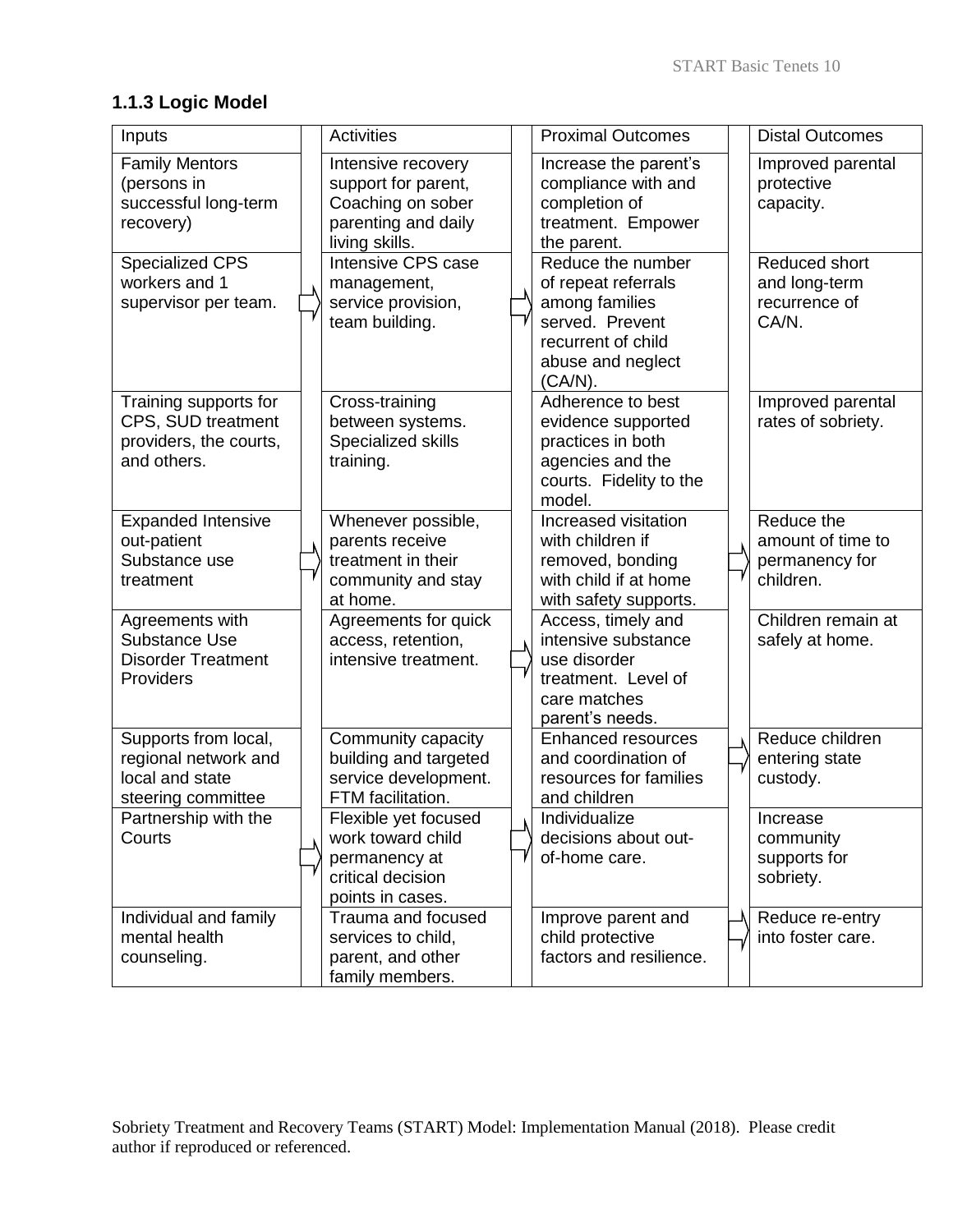### 1.1.3 Logic Model

| Inputs | Activities | Proximal Outcomes | Distal Outcomes |
|---|---|---|---|
| Family Mentors (persons in successful long-term recovery) | Intensive recovery support for parent, Coaching on sober parenting and daily living skills. | Increase the parent's compliance with and completion of treatment. Empower the parent. | Improved parental protective capacity. |
| Specialized CPS workers and 1 supervisor per team. | Intensive CPS case management, service provision, team building. | Reduce the number of repeat referrals among families served. Prevent recurrent of child abuse and neglect (CA/N). | Reduced short and long-term recurrence of CA/N. |
| Training supports for CPS, SUD treatment providers, the courts, and others. | Cross-training between systems. Specialized skills training. | Adherence to best evidence supported practices in both agencies and the courts. Fidelity to the model. | Improved parental rates of sobriety. |
| Expanded Intensive out-patient Substance use treatment | Whenever possible, parents receive treatment in their community and stay at home. | Increased visitation with children if removed, bonding with child if at home with safety supports. | Reduce the amount of time to permanency for children. |
| Agreements with Substance Use Disorder Treatment Providers | Agreements for quick access, retention, intensive treatment. | Access, timely and intensive substance use disorder treatment. Level of care matches parent's needs. | Children remain at safely at home. |
| Supports from local, regional network and local and state steering committee | Community capacity building and targeted service development. FTM facilitation. | Enhanced resources and coordination of resources for families and children | Reduce children entering state custody. |
| Partnership with the Courts | Flexible yet focused work toward child permanency at critical decision points in cases. | Individualize decisions about out-of-home care. | Increase community supports for sobriety. |
| Individual and family mental health counseling. | Trauma and focused services to child, parent, and other family members. | Improve parent and child protective factors and resilience. | Reduce re-entry into foster care. |

Sobriety Treatment and Recovery Teams (START) Model: Implementation Manual (2018). Please credit author if reproduced or referenced.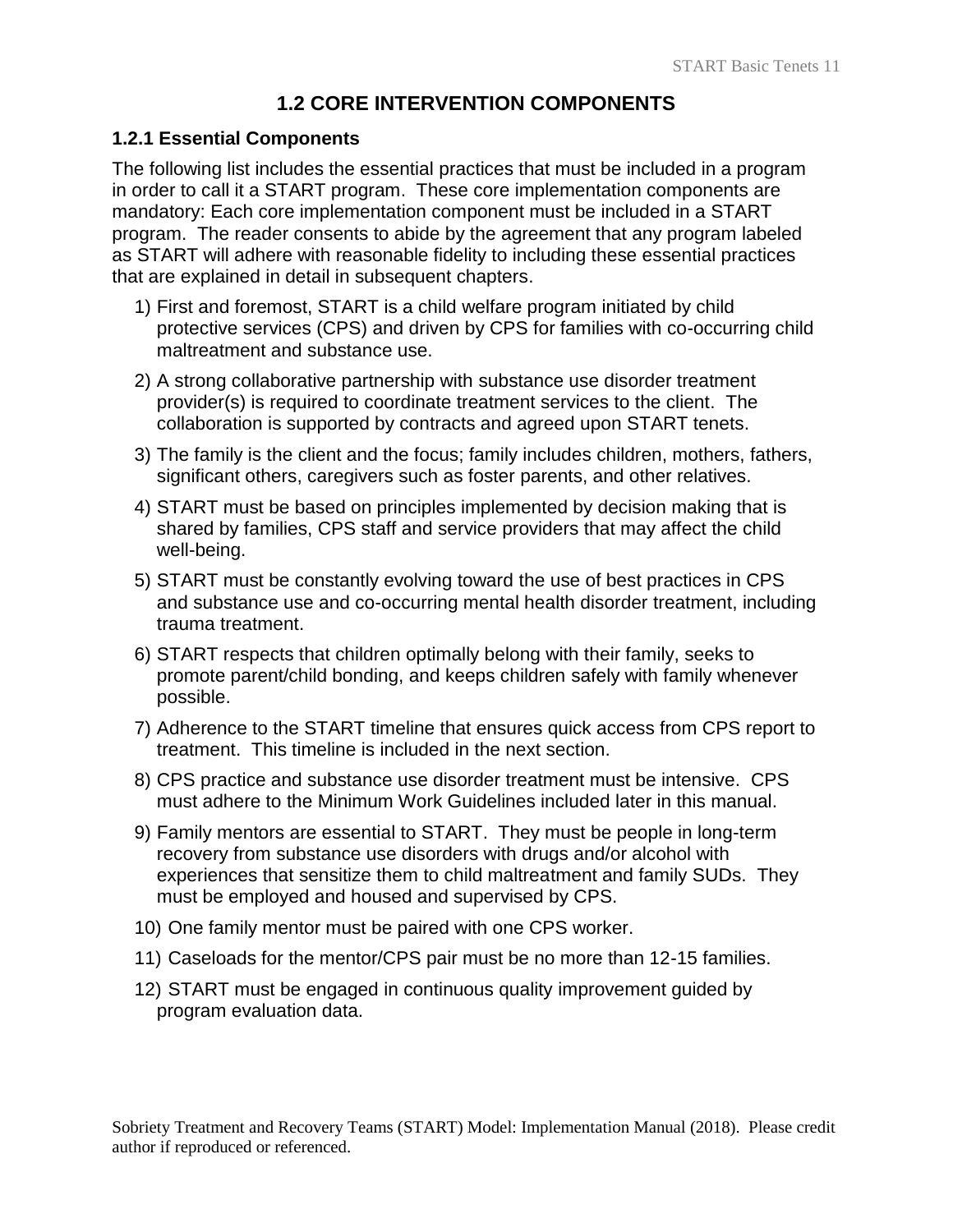## 1.2 CORE INTERVENTION COMPONENTS

### 1.2.1 Essential Components

The following list includes the essential practices that must be included in a program in order to call it a START program. These core implementation components are mandatory: Each core implementation component must be included in a START program. The reader consents to abide by the agreement that any program labeled as START will adhere with reasonable fidelity to including these essential practices that are explained in detail in subsequent chapters.

1) First and foremost, START is a child welfare program initiated by child protective services (CPS) and driven by CPS for families with co-occurring child maltreatment and substance use.
2) A strong collaborative partnership with substance use disorder treatment provider(s) is required to coordinate treatment services to the client. The collaboration is supported by contracts and agreed upon START tenets.
3) The family is the client and the focus; family includes children, mothers, fathers, significant others, caregivers such as foster parents, and other relatives.
4) START must be based on principles implemented by decision making that is shared by families, CPS staff and service providers that may affect the child well-being.
5) START must be constantly evolving toward the use of best practices in CPS and substance use and co-occurring mental health disorder treatment, including trauma treatment.
6) START respects that children optimally belong with their family, seeks to promote parent/child bonding, and keeps children safely with family whenever possible.
7) Adherence to the START timeline that ensures quick access from CPS report to treatment. This timeline is included in the next section.
8) CPS practice and substance use disorder treatment must be intensive. CPS must adhere to the Minimum Work Guidelines included later in this manual.
9) Family mentors are essential to START. They must be people in long-term recovery from substance use disorders with drugs and/or alcohol with experiences that sensitize them to child maltreatment and family SUDs. They must be employed and housed and supervised by CPS.
10) One family mentor must be paired with one CPS worker.
11) Caseloads for the mentor/CPS pair must be no more than 12-15 families.
12) START must be engaged in continuous quality improvement guided by program evaluation data.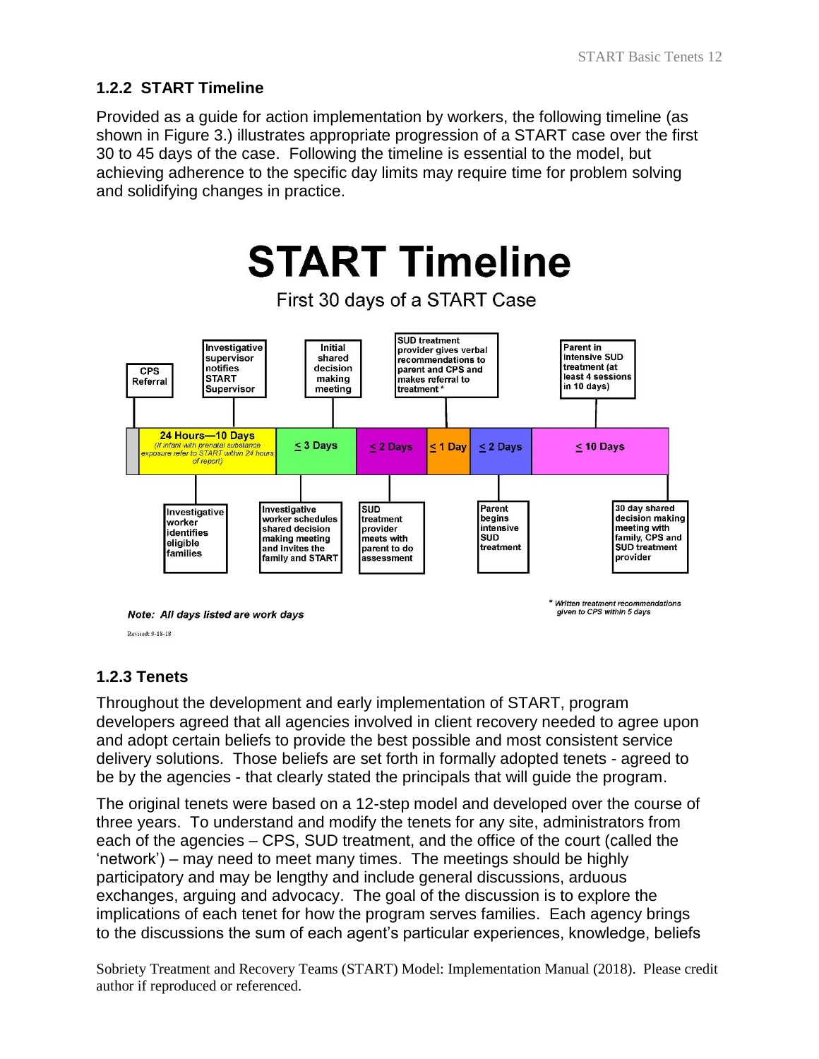### 1.2.2 START Timeline

Provided as a guide for action implementation by workers, the following timeline (as shown in Figure 3.) illustrates appropriate progression of a START case over the first 30 to 45 days of the case. Following the timeline is essential to the model, but achieving adherence to the specific day limits may require time for problem solving and solidifying changes in practice.

# START Timeline

First 30 days of a START Case

- CPS Referral
- **24 Hours—10 Days** (if infant with prenatal substance exposure refer to START within 24 hours of report)
  - Investigative supervisor notifies START Supervisor
  - Investigative worker identifies eligible families
- **≤ 3 Days**
  - Initial shared decision making meeting
  - Investigative worker schedules shared decision making meeting and invites the family and START
- **≤ 2 Days**
  - SUD treatment provider meets with parent to do assessment
- **≤ 1 Day**
  - SUD treatment provider gives verbal recommendations to parent and CPS and makes referral to treatment *
- **≤ 2 Days**
  - Parent begins intensive SUD treatment
- **≤ 10 Days**
  - Parent in intensive SUD treatment (at least 4 sessions in 10 days)
  - 30 day shared decision making meeting with family, CPS and SUD treatment provider

*Note: All days listed are work days*

\* *Written treatment recommendations given to CPS within 5 days*

Revised: 9-18-18

### 1.2.3 Tenets

Throughout the development and early implementation of START, program developers agreed that all agencies involved in client recovery needed to agree upon and adopt certain beliefs to provide the best possible and most consistent service delivery solutions. Those beliefs are set forth in formally adopted tenets - agreed to be by the agencies - that clearly stated the principals that will guide the program.

The original tenets were based on a 12-step model and developed over the course of three years. To understand and modify the tenets for any site, administrators from each of the agencies – CPS, SUD treatment, and the office of the court (called the 'network') – may need to meet many times. The meetings should be highly participatory and may be lengthy and include general discussions, arduous exchanges, arguing and advocacy. The goal of the discussion is to explore the implications of each tenet for how the program serves families. Each agency brings to the discussions the sum of each agent's particular experiences, knowledge, beliefs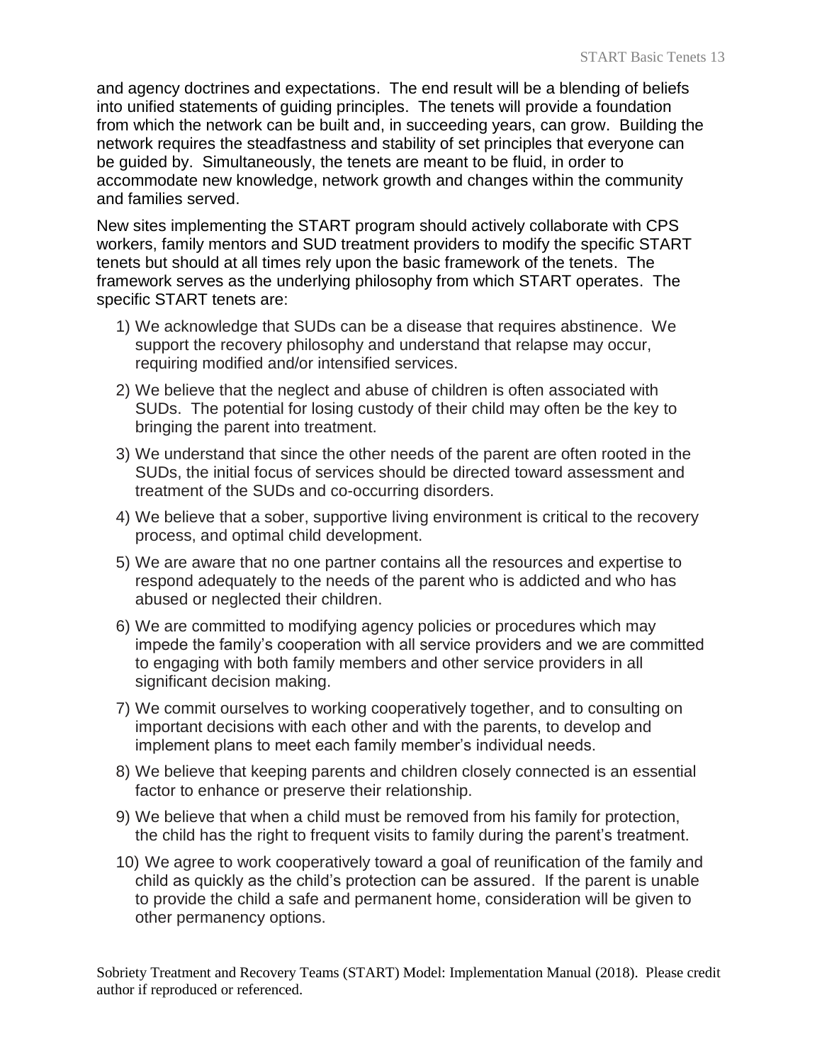and agency doctrines and expectations. The end result will be a blending of beliefs into unified statements of guiding principles. The tenets will provide a foundation from which the network can be built and, in succeeding years, can grow. Building the network requires the steadfastness and stability of set principles that everyone can be guided by. Simultaneously, the tenets are meant to be fluid, in order to accommodate new knowledge, network growth and changes within the community and families served.

New sites implementing the START program should actively collaborate with CPS workers, family mentors and SUD treatment providers to modify the specific START tenets but should at all times rely upon the basic framework of the tenets. The framework serves as the underlying philosophy from which START operates. The specific START tenets are:

1) We acknowledge that SUDs can be a disease that requires abstinence. We support the recovery philosophy and understand that relapse may occur, requiring modified and/or intensified services.
2) We believe that the neglect and abuse of children is often associated with SUDs. The potential for losing custody of their child may often be the key to bringing the parent into treatment.
3) We understand that since the other needs of the parent are often rooted in the SUDs, the initial focus of services should be directed toward assessment and treatment of the SUDs and co-occurring disorders.
4) We believe that a sober, supportive living environment is critical to the recovery process, and optimal child development.
5) We are aware that no one partner contains all the resources and expertise to respond adequately to the needs of the parent who is addicted and who has abused or neglected their children.
6) We are committed to modifying agency policies or procedures which may impede the family's cooperation with all service providers and we are committed to engaging with both family members and other service providers in all significant decision making.
7) We commit ourselves to working cooperatively together, and to consulting on important decisions with each other and with the parents, to develop and implement plans to meet each family member's individual needs.
8) We believe that keeping parents and children closely connected is an essential factor to enhance or preserve their relationship.
9) We believe that when a child must be removed from his family for protection, the child has the right to frequent visits to family during the parent's treatment.
10) We agree to work cooperatively toward a goal of reunification of the family and child as quickly as the child's protection can be assured. If the parent is unable to provide the child a safe and permanent home, consideration will be given to other permanency options.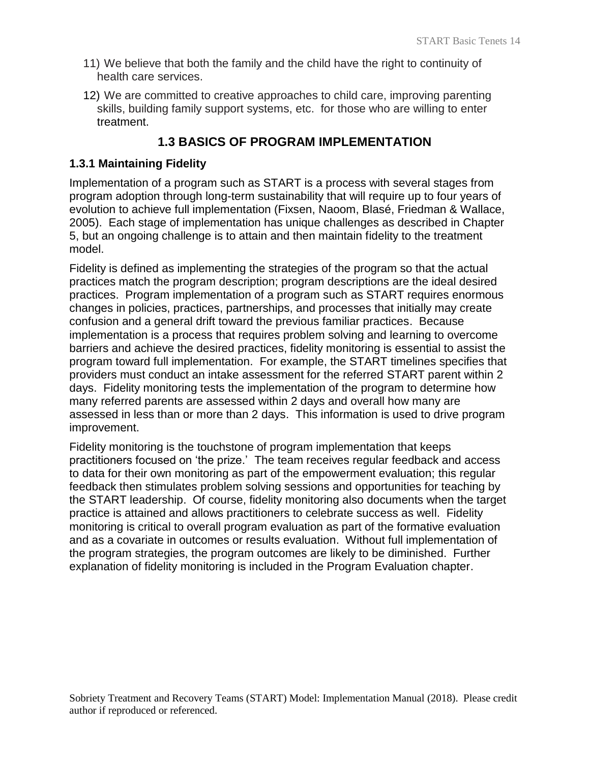11) We believe that both the family and the child have the right to continuity of health care services.

12) We are committed to creative approaches to child care, improving parenting skills, building family support systems, etc. for those who are willing to enter treatment.

## 1.3 BASICS OF PROGRAM IMPLEMENTATION

### 1.3.1 Maintaining Fidelity

Implementation of a program such as START is a process with several stages from program adoption through long-term sustainability that will require up to four years of evolution to achieve full implementation (Fixsen, Naoom, Blasé, Friedman & Wallace, 2005). Each stage of implementation has unique challenges as described in Chapter 5, but an ongoing challenge is to attain and then maintain fidelity to the treatment model.

Fidelity is defined as implementing the strategies of the program so that the actual practices match the program description; program descriptions are the ideal desired practices. Program implementation of a program such as START requires enormous changes in policies, practices, partnerships, and processes that initially may create confusion and a general drift toward the previous familiar practices. Because implementation is a process that requires problem solving and learning to overcome barriers and achieve the desired practices, fidelity monitoring is essential to assist the program toward full implementation. For example, the START timelines specifies that providers must conduct an intake assessment for the referred START parent within 2 days. Fidelity monitoring tests the implementation of the program to determine how many referred parents are assessed within 2 days and overall how many are assessed in less than or more than 2 days. This information is used to drive program improvement.

Fidelity monitoring is the touchstone of program implementation that keeps practitioners focused on 'the prize.' The team receives regular feedback and access to data for their own monitoring as part of the empowerment evaluation; this regular feedback then stimulates problem solving sessions and opportunities for teaching by the START leadership. Of course, fidelity monitoring also documents when the target practice is attained and allows practitioners to celebrate success as well. Fidelity monitoring is critical to overall program evaluation as part of the formative evaluation and as a covariate in outcomes or results evaluation. Without full implementation of the program strategies, the program outcomes are likely to be diminished. Further explanation of fidelity monitoring is included in the Program Evaluation chapter.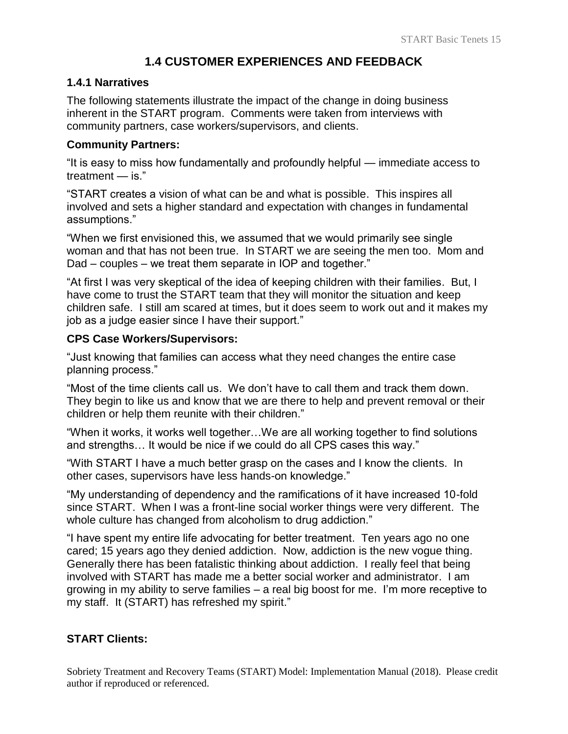## 1.4 CUSTOMER EXPERIENCES AND FEEDBACK

### 1.4.1 Narratives

The following statements illustrate the impact of the change in doing business inherent in the START program. Comments were taken from interviews with community partners, case workers/supervisors, and clients.

**Community Partners:**

"It is easy to miss how fundamentally and profoundly helpful — immediate access to treatment — is."

"START creates a vision of what can be and what is possible. This inspires all involved and sets a higher standard and expectation with changes in fundamental assumptions."

"When we first envisioned this, we assumed that we would primarily see single woman and that has not been true. In START we are seeing the men too. Mom and Dad – couples – we treat them separate in IOP and together."

"At first I was very skeptical of the idea of keeping children with their families. But, I have come to trust the START team that they will monitor the situation and keep children safe. I still am scared at times, but it does seem to work out and it makes my job as a judge easier since I have their support."

**CPS Case Workers/Supervisors:**

"Just knowing that families can access what they need changes the entire case planning process."

"Most of the time clients call us. We don't have to call them and track them down. They begin to like us and know that we are there to help and prevent removal or their children or help them reunite with their children."

"When it works, it works well together…We are all working together to find solutions and strengths… It would be nice if we could do all CPS cases this way."

"With START I have a much better grasp on the cases and I know the clients. In other cases, supervisors have less hands-on knowledge."

"My understanding of dependency and the ramifications of it have increased 10-fold since START. When I was a front-line social worker things were very different. The whole culture has changed from alcoholism to drug addiction."

"I have spent my entire life advocating for better treatment. Ten years ago no one cared; 15 years ago they denied addiction. Now, addiction is the new vogue thing. Generally there has been fatalistic thinking about addiction. I really feel that being involved with START has made me a better social worker and administrator. I am growing in my ability to serve families – a real big boost for me. I'm more receptive to my staff. It (START) has refreshed my spirit."

**START Clients:**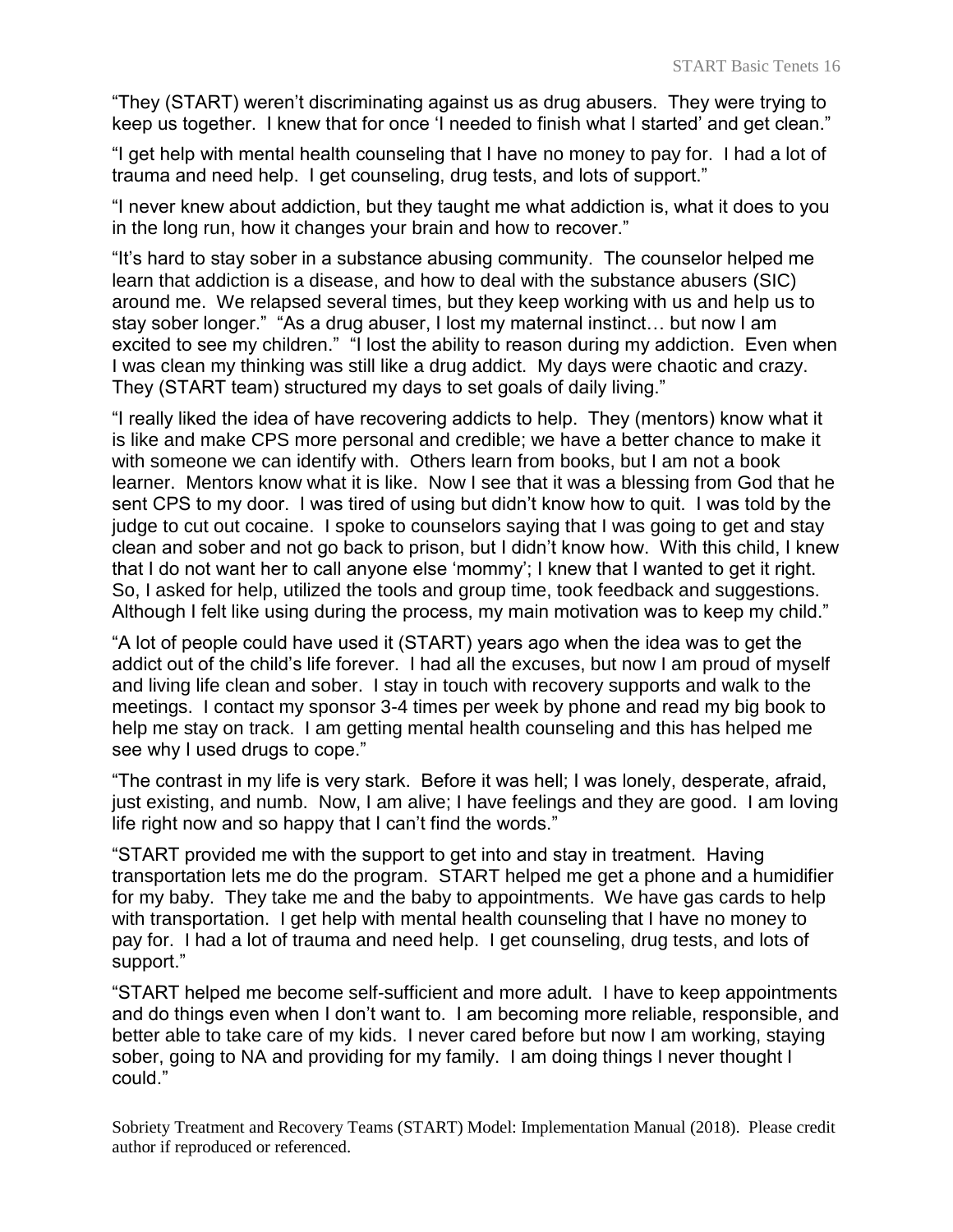"They (START) weren't discriminating against us as drug abusers. They were trying to keep us together. I knew that for once 'I needed to finish what I started' and get clean."

"I get help with mental health counseling that I have no money to pay for. I had a lot of trauma and need help. I get counseling, drug tests, and lots of support."

"I never knew about addiction, but they taught me what addiction is, what it does to you in the long run, how it changes your brain and how to recover."

"It's hard to stay sober in a substance abusing community. The counselor helped me learn that addiction is a disease, and how to deal with the substance abusers (SIC) around me. We relapsed several times, but they keep working with us and help us to stay sober longer." "As a drug abuser, I lost my maternal instinct… but now I am excited to see my children." "I lost the ability to reason during my addiction. Even when I was clean my thinking was still like a drug addict. My days were chaotic and crazy. They (START team) structured my days to set goals of daily living."

"I really liked the idea of have recovering addicts to help. They (mentors) know what it is like and make CPS more personal and credible; we have a better chance to make it with someone we can identify with. Others learn from books, but I am not a book learner. Mentors know what it is like. Now I see that it was a blessing from God that he sent CPS to my door. I was tired of using but didn't know how to quit. I was told by the judge to cut out cocaine. I spoke to counselors saying that I was going to get and stay clean and sober and not go back to prison, but I didn't know how. With this child, I knew that I do not want her to call anyone else 'mommy'; I knew that I wanted to get it right. So, I asked for help, utilized the tools and group time, took feedback and suggestions. Although I felt like using during the process, my main motivation was to keep my child."

"A lot of people could have used it (START) years ago when the idea was to get the addict out of the child's life forever. I had all the excuses, but now I am proud of myself and living life clean and sober. I stay in touch with recovery supports and walk to the meetings. I contact my sponsor 3-4 times per week by phone and read my big book to help me stay on track. I am getting mental health counseling and this has helped me see why I used drugs to cope."

"The contrast in my life is very stark. Before it was hell; I was lonely, desperate, afraid, just existing, and numb. Now, I am alive; I have feelings and they are good. I am loving life right now and so happy that I can't find the words."

"START provided me with the support to get into and stay in treatment. Having transportation lets me do the program. START helped me get a phone and a humidifier for my baby. They take me and the baby to appointments. We have gas cards to help with transportation. I get help with mental health counseling that I have no money to pay for. I had a lot of trauma and need help. I get counseling, drug tests, and lots of support."

"START helped me become self-sufficient and more adult. I have to keep appointments and do things even when I don't want to. I am becoming more reliable, responsible, and better able to take care of my kids. I never cared before but now I am working, staying sober, going to NA and providing for my family. I am doing things I never thought I could."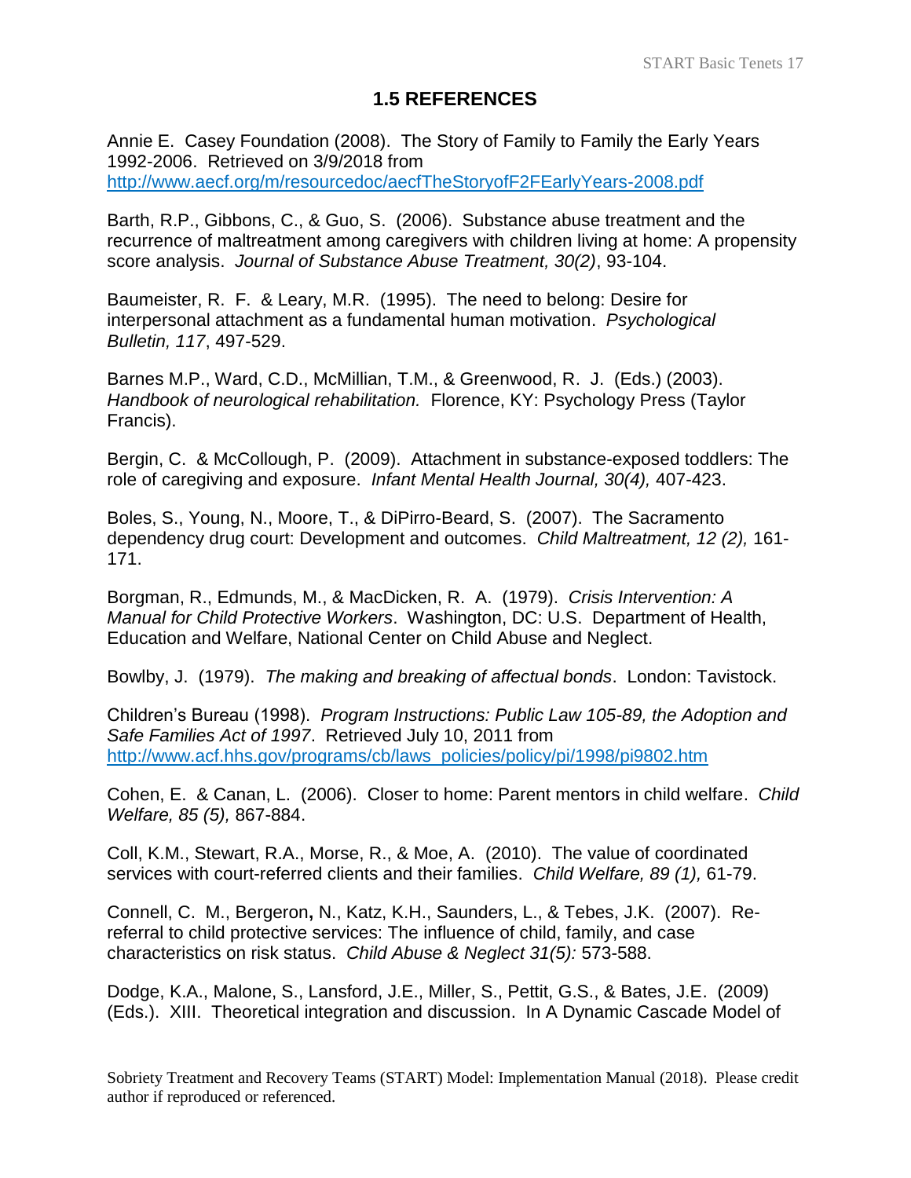## 1.5 REFERENCES

Annie E. Casey Foundation (2008). The Story of Family to Family the Early Years 1992-2006. Retrieved on 3/9/2018 from http://www.aecf.org/m/resourcedoc/aecfTheStoryofF2FEarlyYears-2008.pdf

Barth, R.P., Gibbons, C., & Guo, S. (2006). Substance abuse treatment and the recurrence of maltreatment among caregivers with children living at home: A propensity score analysis. *Journal of Substance Abuse Treatment, 30(2)*, 93-104.

Baumeister, R. F. & Leary, M.R. (1995). The need to belong: Desire for interpersonal attachment as a fundamental human motivation. *Psychological Bulletin, 117*, 497-529.

Barnes M.P., Ward, C.D., McMillian, T.M., & Greenwood, R. J. (Eds.) (2003). *Handbook of neurological rehabilitation.* Florence, KY: Psychology Press (Taylor Francis).

Bergin, C. & McCollough, P. (2009). Attachment in substance-exposed toddlers: The role of caregiving and exposure. *Infant Mental Health Journal, 30(4),* 407-423.

Boles, S., Young, N., Moore, T., & DiPirro-Beard, S. (2007). The Sacramento dependency drug court: Development and outcomes. *Child Maltreatment, 12 (2),* 161-171.

Borgman, R., Edmunds, M., & MacDicken, R. A. (1979). *Crisis Intervention: A Manual for Child Protective Workers*. Washington, DC: U.S. Department of Health, Education and Welfare, National Center on Child Abuse and Neglect.

Bowlby, J. (1979). *The making and breaking of affectual bonds*. London: Tavistock.

Children's Bureau (1998). *Program Instructions: Public Law 105-89, the Adoption and Safe Families Act of 1997*. Retrieved July 10, 2011 from http://www.acf.hhs.gov/programs/cb/laws_policies/policy/pi/1998/pi9802.htm

Cohen, E. & Canan, L. (2006). Closer to home: Parent mentors in child welfare. *Child Welfare, 85 (5),* 867-884.

Coll, K.M., Stewart, R.A., Morse, R., & Moe, A. (2010). The value of coordinated services with court-referred clients and their families. *Child Welfare, 89 (1),* 61-79.

Connell, C. M., Bergeron**,** N., Katz, K.H., Saunders, L., & Tebes, J.K. (2007). Re-referral to child protective services: The influence of child, family, and case characteristics on risk status. *Child Abuse & Neglect 31(5):* 573-588.

Dodge, K.A., Malone, S., Lansford, J.E., Miller, S., Pettit, G.S., & Bates, J.E. (2009) (Eds.). XIII. Theoretical integration and discussion. In A Dynamic Cascade Model of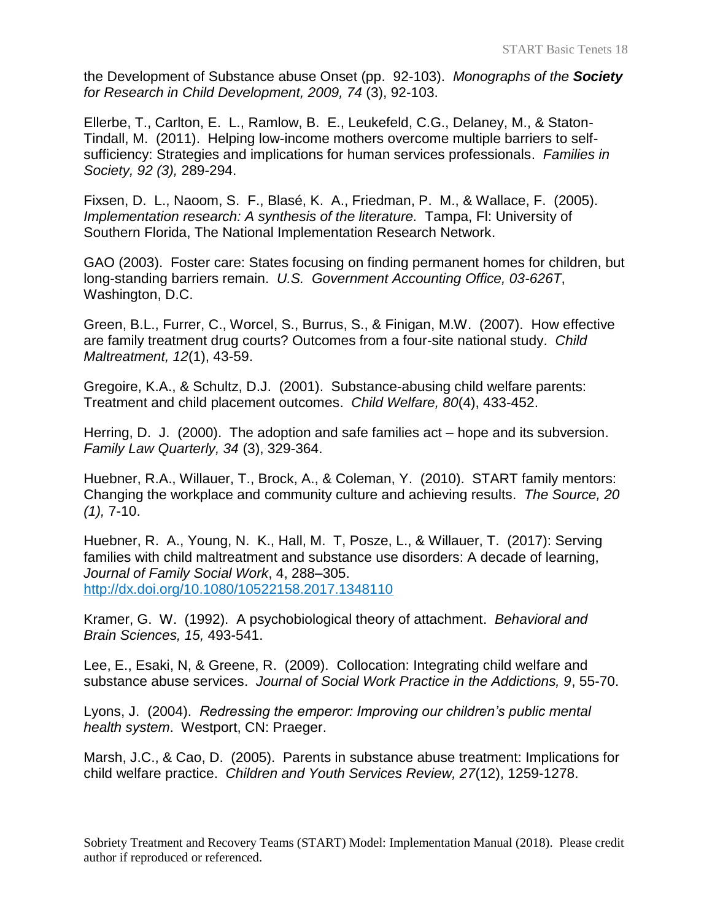the Development of Substance abuse Onset (pp. 92-103). *Monographs of the **Society** for Research in Child Development, 2009, 74* (3), 92-103.

Ellerbe, T., Carlton, E. L., Ramlow, B. E., Leukefeld, C.G., Delaney, M., & Staton-Tindall, M. (2011). Helping low-income mothers overcome multiple barriers to self-sufficiency: Strategies and implications for human services professionals. *Families in Society, 92 (3),* 289-294.

Fixsen, D. L., Naoom, S. F., Blasé, K. A., Friedman, P. M., & Wallace, F. (2005). *Implementation research: A synthesis of the literature.* Tampa, Fl: University of Southern Florida, The National Implementation Research Network.

GAO (2003). Foster care: States focusing on finding permanent homes for children, but long-standing barriers remain. *U.S. Government Accounting Office, 03-626T*, Washington, D.C.

Green, B.L., Furrer, C., Worcel, S., Burrus, S., & Finigan, M.W. (2007). How effective are family treatment drug courts? Outcomes from a four-site national study. *Child Maltreatment, 12*(1), 43-59.

Gregoire, K.A., & Schultz, D.J. (2001). Substance-abusing child welfare parents: Treatment and child placement outcomes. *Child Welfare, 80*(4), 433-452.

Herring, D. J. (2000). The adoption and safe families act – hope and its subversion. *Family Law Quarterly, 34* (3), 329-364.

Huebner, R.A., Willauer, T., Brock, A., & Coleman, Y. (2010). START family mentors: Changing the workplace and community culture and achieving results. *The Source, 20 (1),* 7-10.

Huebner, R. A., Young, N. K., Hall, M. T, Posze, L., & Willauer, T. (2017): Serving families with child maltreatment and substance use disorders: A decade of learning, *Journal of Family Social Work*, 4, 288–305. http://dx.doi.org/10.1080/10522158.2017.1348110

Kramer, G. W. (1992). A psychobiological theory of attachment. *Behavioral and Brain Sciences, 15,* 493-541.

Lee, E., Esaki, N, & Greene, R. (2009). Collocation: Integrating child welfare and substance abuse services. *Journal of Social Work Practice in the Addictions, 9*, 55-70.

Lyons, J. (2004). *Redressing the emperor: Improving our children's public mental health system*. Westport, CN: Praeger.

Marsh, J.C., & Cao, D. (2005). Parents in substance abuse treatment: Implications for child welfare practice. *Children and Youth Services Review, 27*(12), 1259-1278.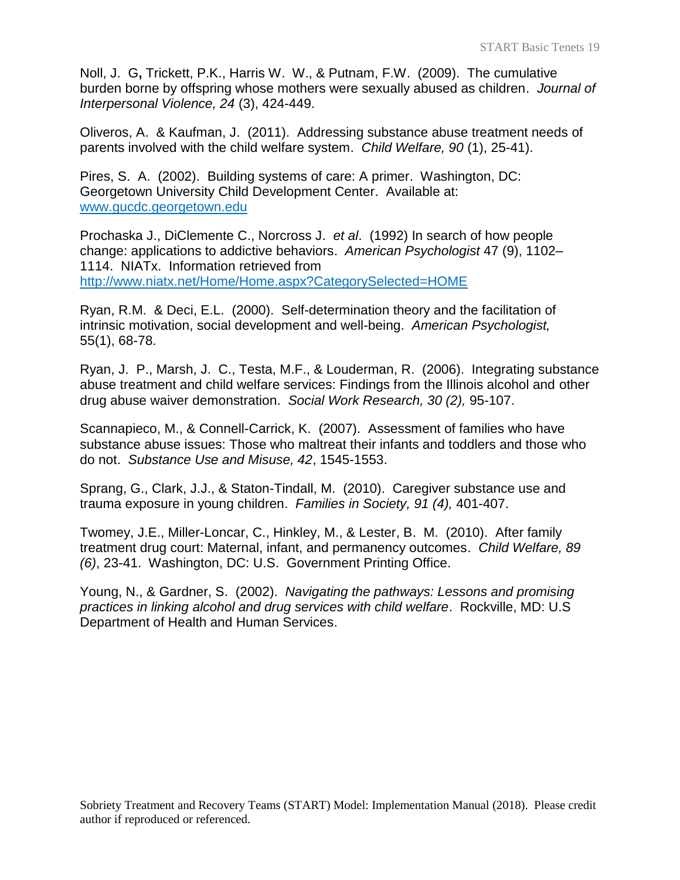Noll, J. G**,** Trickett, P.K., Harris W. W., & Putnam, F.W. (2009). The cumulative burden borne by offspring whose mothers were sexually abused as children. *Journal of Interpersonal Violence, 24* (3), 424-449.

Oliveros, A. & Kaufman, J. (2011). Addressing substance abuse treatment needs of parents involved with the child welfare system. *Child Welfare, 90* (1), 25-41).

Pires, S. A. (2002). Building systems of care: A primer. Washington, DC: Georgetown University Child Development Center. Available at: [www.gucdc.georgetown.edu](www.gucdc.georgetown.edu)

Prochaska J., DiClemente C., Norcross J. *et al*. (1992) In search of how people change: applications to addictive behaviors. *American Psychologist* 47 (9), 1102–1114. NIATx. Information retrieved from [http://www.niatx.net/Home/Home.aspx?CategorySelected=HOME](http://www.niatx.net/Home/Home.aspx?CategorySelected=HOME)

Ryan, R.M. & Deci, E.L. (2000). Self-determination theory and the facilitation of intrinsic motivation, social development and well-being. *American Psychologist,* 55(1), 68-78.

Ryan, J. P., Marsh, J. C., Testa, M.F., & Louderman, R. (2006). Integrating substance abuse treatment and child welfare services: Findings from the Illinois alcohol and other drug abuse waiver demonstration. *Social Work Research, 30 (2),* 95-107.

Scannapieco, M., & Connell-Carrick, K. (2007). Assessment of families who have substance abuse issues: Those who maltreat their infants and toddlers and those who do not. *Substance Use and Misuse, 42*, 1545-1553.

Sprang, G., Clark, J.J., & Staton-Tindall, M. (2010). Caregiver substance use and trauma exposure in young children. *Families in Society, 91 (4),* 401-407.

Twomey, J.E., Miller-Loncar, C., Hinkley, M., & Lester, B. M. (2010). After family treatment drug court: Maternal, infant, and permanency outcomes. *Child Welfare, 89 (6)*, 23-41. Washington, DC: U.S. Government Printing Office.

Young, N., & Gardner, S. (2002). *Navigating the pathways: Lessons and promising practices in linking alcohol and drug services with child welfare*. Rockville, MD: U.S Department of Health and Human Services.